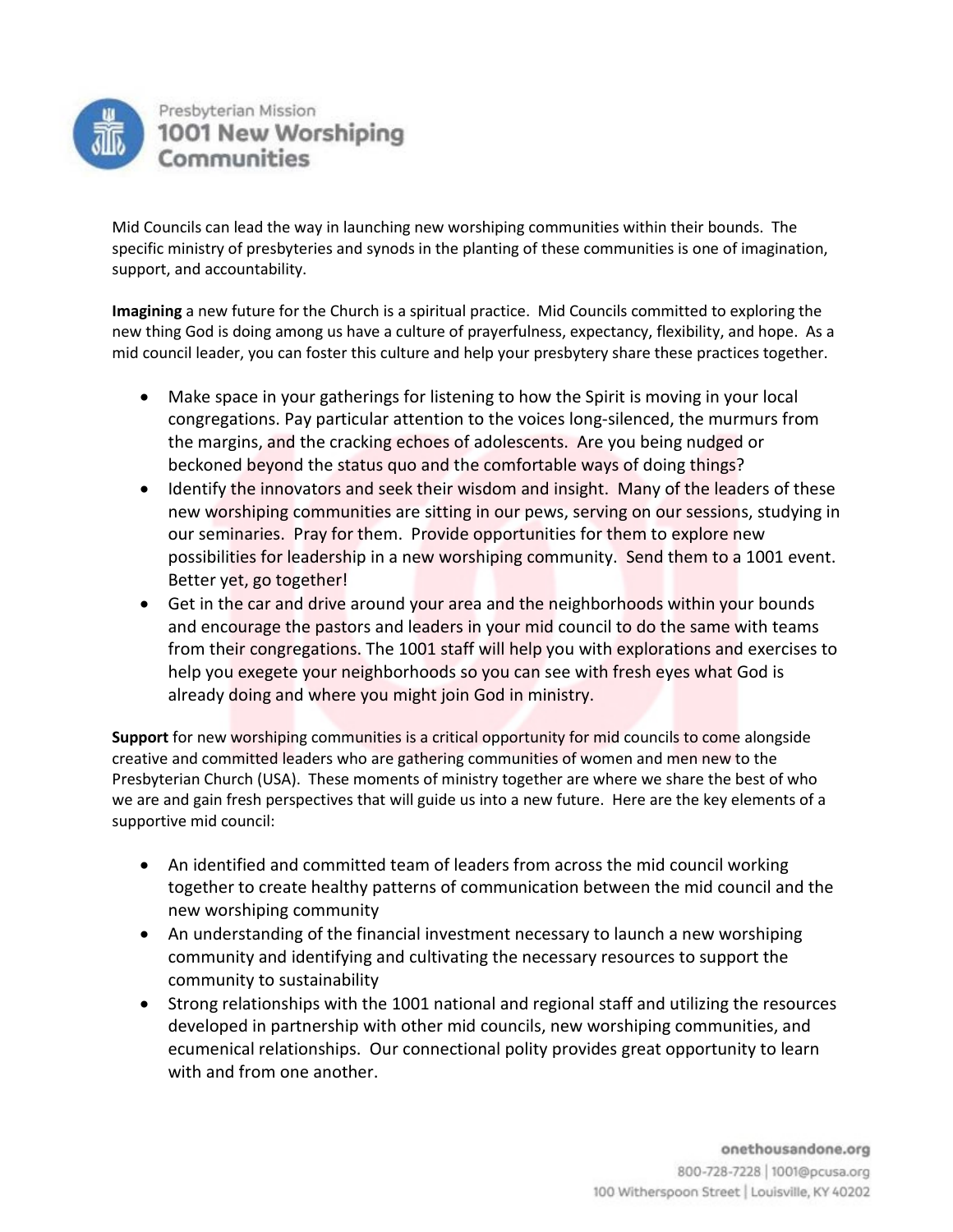Mid Councils can lead the way in launching new worshiping communities within their bounds. The specific ministry of presbyteries and synods in the planting of these communities is one of imagination, support, and accountability.

**Imagining** a new future for the Church is a spiritual practice. Mid Councils committed to exploring the new thing God is doing among us have a culture of prayerfulness, expectancy, flexibility, and hope. As a mid council leader, you can foster this culture and help your presbytery share these practices together.

- Make space in your gatherings for listening to how the Spirit is moving in your local congregations. Pay particular attention to the voices long-silenced, the murmurs from the margins, and the cracking echoes of adolescents. Are you being nudged or beckoned beyond the status quo and the comfortable ways of doing things?
- Identify the innovators and seek their wisdom and insight. Many of the leaders of these new worshiping communities are sitting in our pews, serving on our sessions, studying in our seminaries. Pray for them. Provide opportunities for them to explore new possibilities for leadership in a new worshiping community. Send them to a 1001 event. Better yet, go together!
- Get in the car and drive around your area and the neighborhoods within your bounds and encourage the pastors and leaders in your mid council to do the same with teams from their congregations. The 1001 staff will help you with explorations and exercises to help you exegete your neighborhoods so you can see with fresh eyes what God is already doing and where you might join God in ministry.

**Support** for new worshiping communities is a critical opportunity for mid councils to come alongside creative and committed leaders who are gathering communities of women and men new to the Presbyterian Church (USA). These moments of ministry together are where we share the best of who we are and gain fresh perspectives that will guide us into a new future. Here are the key elements of a supportive mid council:

- An identified and committed team of leaders from across the mid council working together to create healthy patterns of communication between the mid council and the new worshiping community
- An understanding of the financial investment necessary to launch a new worshiping community and identifying and cultivating the necessary resources to support the community to sustainability
- Strong relationships with the 1001 national and regional staff and utilizing the resources developed in partnership with other mid councils, new worshiping communities, and ecumenical relationships. Our connectional polity provides great opportunity to learn with and from one another.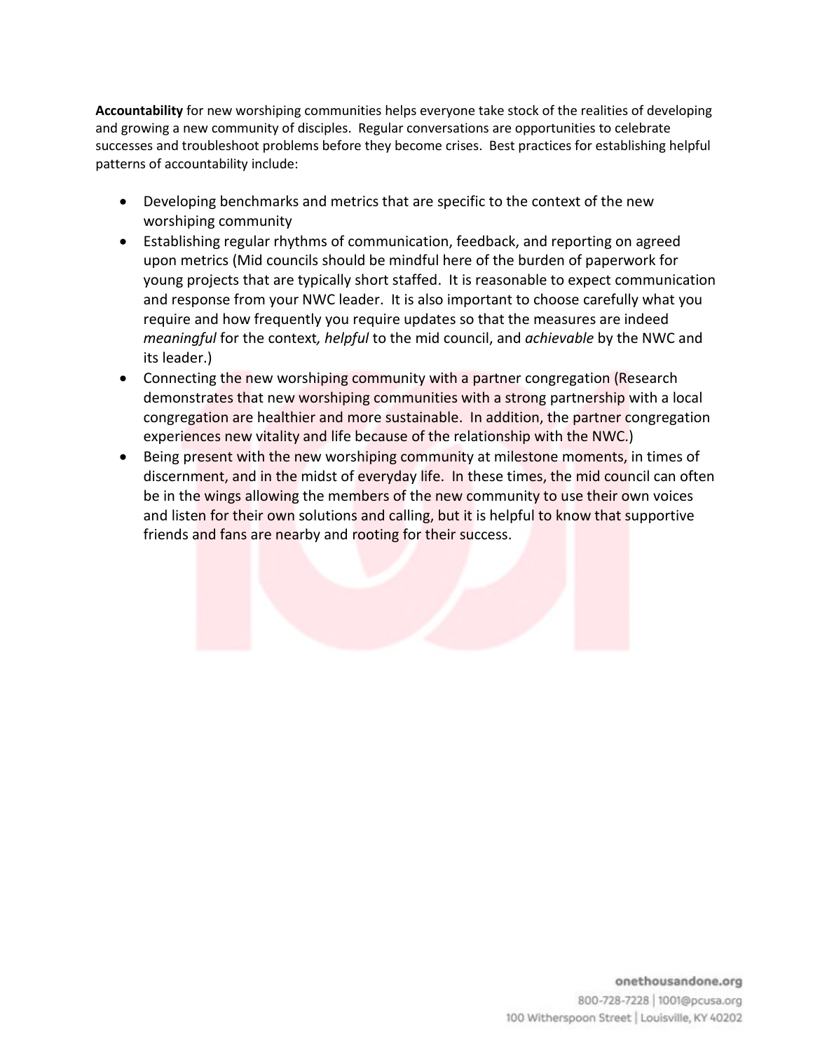**Accountability** for new worshiping communities helps everyone take stock of the realities of developing and growing a new community of disciples. Regular conversations are opportunities to celebrate successes and troubleshoot problems before they become crises. Best practices for establishing helpful patterns of accountability include:

- Developing benchmarks and metrics that are specific to the context of the new worshiping community
- Establishing regular rhythms of communication, feedback, and reporting on agreed upon metrics (Mid councils should be mindful here of the burden of paperwork for young projects that are typically short staffed. It is reasonable to expect communication and response from your NWC leader. It is also important to choose carefully what you require and how frequently you require updates so that the measures are indeed *meaningful* for the context*, helpful* to the mid council, and *achievable* by the NWC and its leader.)
- Connecting the new worshiping community with a partner congregation (Research demonstrates that new worshiping communities with a strong partnership with a local congregation are healthier and more sustainable. In addition, the partner congregation experiences new vitality and life because of the relationship with the NWC.)
- Being present with the new worshiping community at milestone moments, in times of discernment, and in the midst of everyday life. In these times, the mid council can often be in the wings allowing the members of the new community to use their own voices and listen for their own solutions and calling, but it is helpful to know that supportive friends and fans are nearby and rooting for their success.

onethousandone.org
800-728-7228 | 1001@pcusa.org
100 Witherspoon Street | Louisville, KY 40202